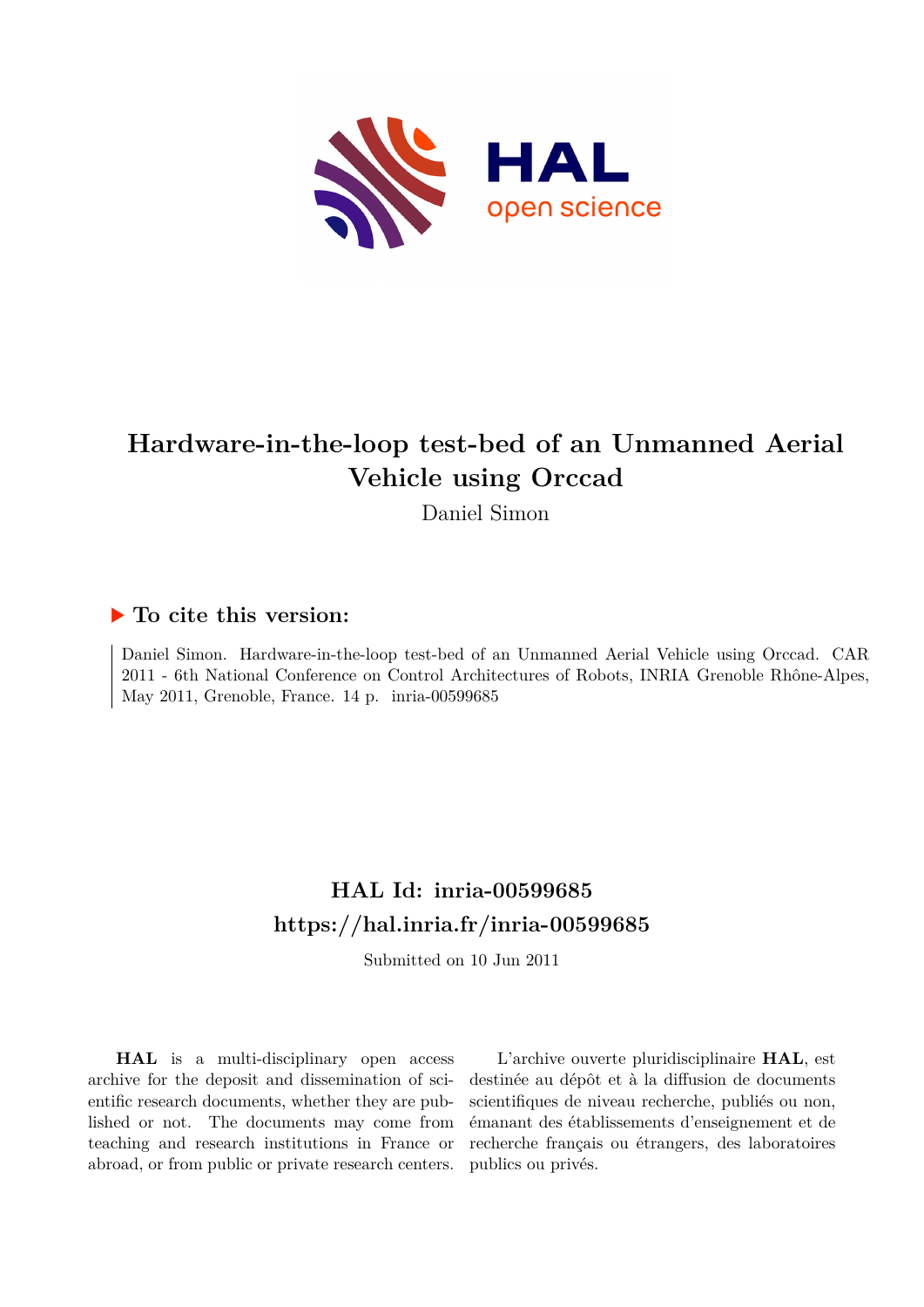# Hardware-in-the-loop test-bed of an Unmanned Aerial Vehicle using Orccad

Daniel Simon

## ▶ To cite this version:

Daniel Simon. Hardware-in-the-loop test-bed of an Unmanned Aerial Vehicle using Orccad. CAR 2011 - 6th National Conference on Control Architectures of Robots, INRIA Grenoble Rhône-Alpes, May 2011, Grenoble, France. 14 p. inria-00599685

## HAL Id: inria-00599685
## https://hal.inria.fr/inria-00599685

Submitted on 10 Jun 2011

**HAL** is a multi-disciplinary open access archive for the deposit and dissemination of scientific research documents, whether they are published or not. The documents may come from teaching and research institutions in France or abroad, or from public or private research centers.

L'archive ouverte pluridisciplinaire **HAL**, est destinée au dépôt et à la diffusion de documents scientifiques de niveau recherche, publiés ou non, émanant des établissements d'enseignement et de recherche français ou étrangers, des laboratoires publics ou privés.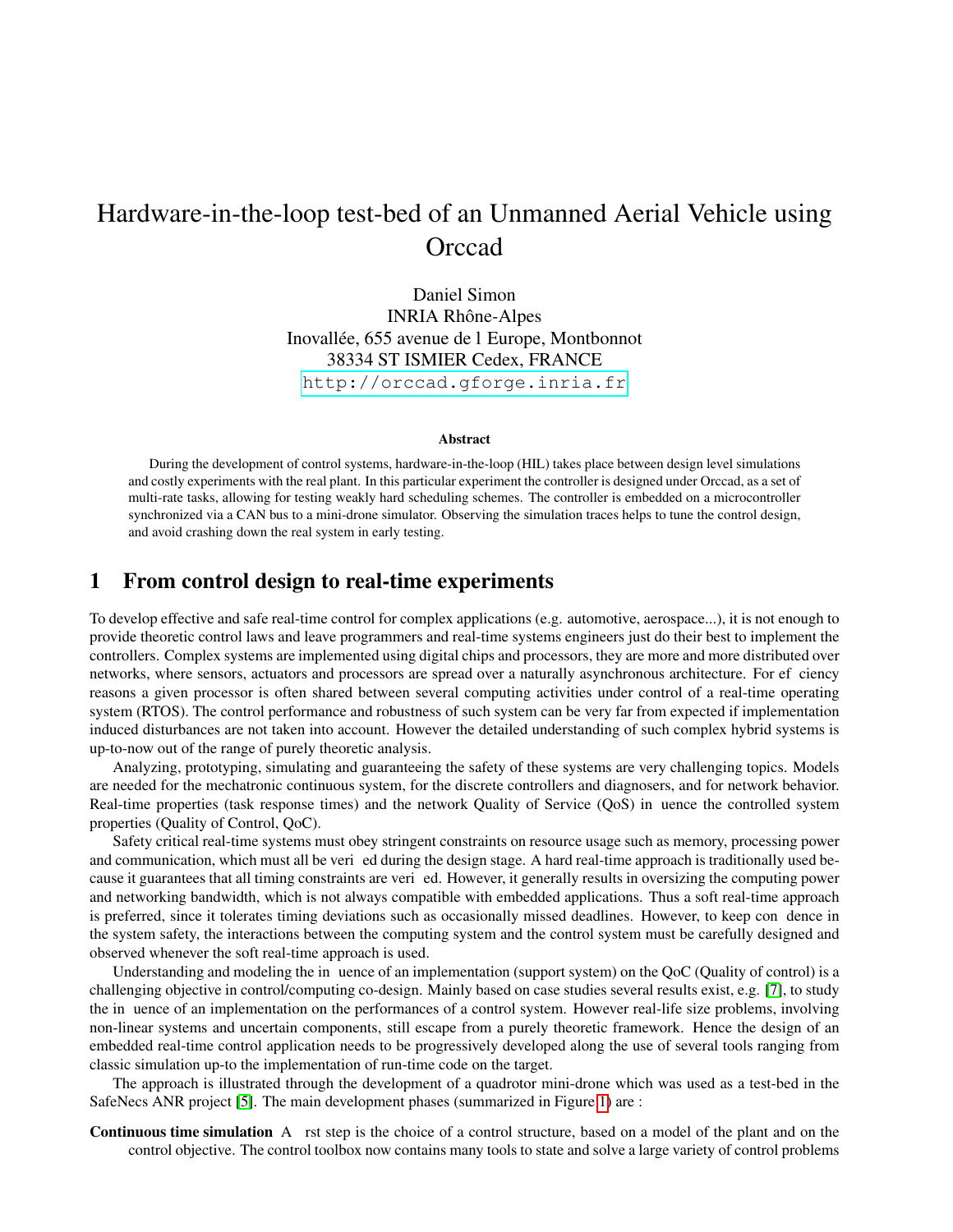# Hardware-in-the-loop test-bed of an Unmanned Aerial Vehicle using Orccad

Daniel Simon
INRIA Rhône-Alpes
Inovallée, 655 avenue de l Europe, Montbonnot
38334 ST ISMIER Cedex, FRANCE
http://orccad.gforge.inria.fr

**Abstract**

During the development of control systems, hardware-in-the-loop (HIL) takes place between design level simulations and costly experiments with the real plant. In this particular experiment the controller is designed under Orccad, as a set of multi-rate tasks, allowing for testing weakly hard scheduling schemes. The controller is embedded on a microcontroller synchronized via a CAN bus to a mini-drone simulator. Observing the simulation traces helps to tune the control design, and avoid crashing down the real system in early testing.

## 1 From control design to real-time experiments

To develop effective and safe real-time control for complex applications (e.g. automotive, aerospace...), it is not enough to provide theoretic control laws and leave programmers and real-time systems engineers just do their best to implement the controllers. Complex systems are implemented using digital chips and processors, they are more and more distributed over networks, where sensors, actuators and processors are spread over a naturally asynchronous architecture. For ef ciency reasons a given processor is often shared between several computing activities under control of a real-time operating system (RTOS). The control performance and robustness of such system can be very far from expected if implementation induced disturbances are not taken into account. However the detailed understanding of such complex hybrid systems is up-to-now out of the range of purely theoretic analysis.

Analyzing, prototyping, simulating and guaranteeing the safety of these systems are very challenging topics. Models are needed for the mechatronic continuous system, for the discrete controllers and diagnosers, and for network behavior. Real-time properties (task response times) and the network Quality of Service (QoS) in uence the controlled system properties (Quality of Control, QoC).

Safety critical real-time systems must obey stringent constraints on resource usage such as memory, processing power and communication, which must all be veri ed during the design stage. A hard real-time approach is traditionally used because it guarantees that all timing constraints are veri ed. However, it generally results in oversizing the computing power and networking bandwidth, which is not always compatible with embedded applications. Thus a soft real-time approach is preferred, since it tolerates timing deviations such as occasionally missed deadlines. However, to keep con dence in the system safety, the interactions between the computing system and the control system must be carefully designed and observed whenever the soft real-time approach is used.

Understanding and modeling the in uence of an implementation (support system) on the QoC (Quality of control) is a challenging objective in control/computing co-design. Mainly based on case studies several results exist, e.g. [7], to study the in uence of an implementation on the performances of a control system. However real-life size problems, involving non-linear systems and uncertain components, still escape from a purely theoretic framework. Hence the design of an embedded real-time control application needs to be progressively developed along the use of several tools ranging from classic simulation up-to the implementation of run-time code on the target.

The approach is illustrated through the development of a quadrotor mini-drone which was used as a test-bed in the SafeNecs ANR project [5]. The main development phases (summarized in Figure 1) are :

**Continuous time simulation** A rst step is the choice of a control structure, based on a model of the plant and on the control objective. The control toolbox now contains many tools to state and solve a large variety of control problems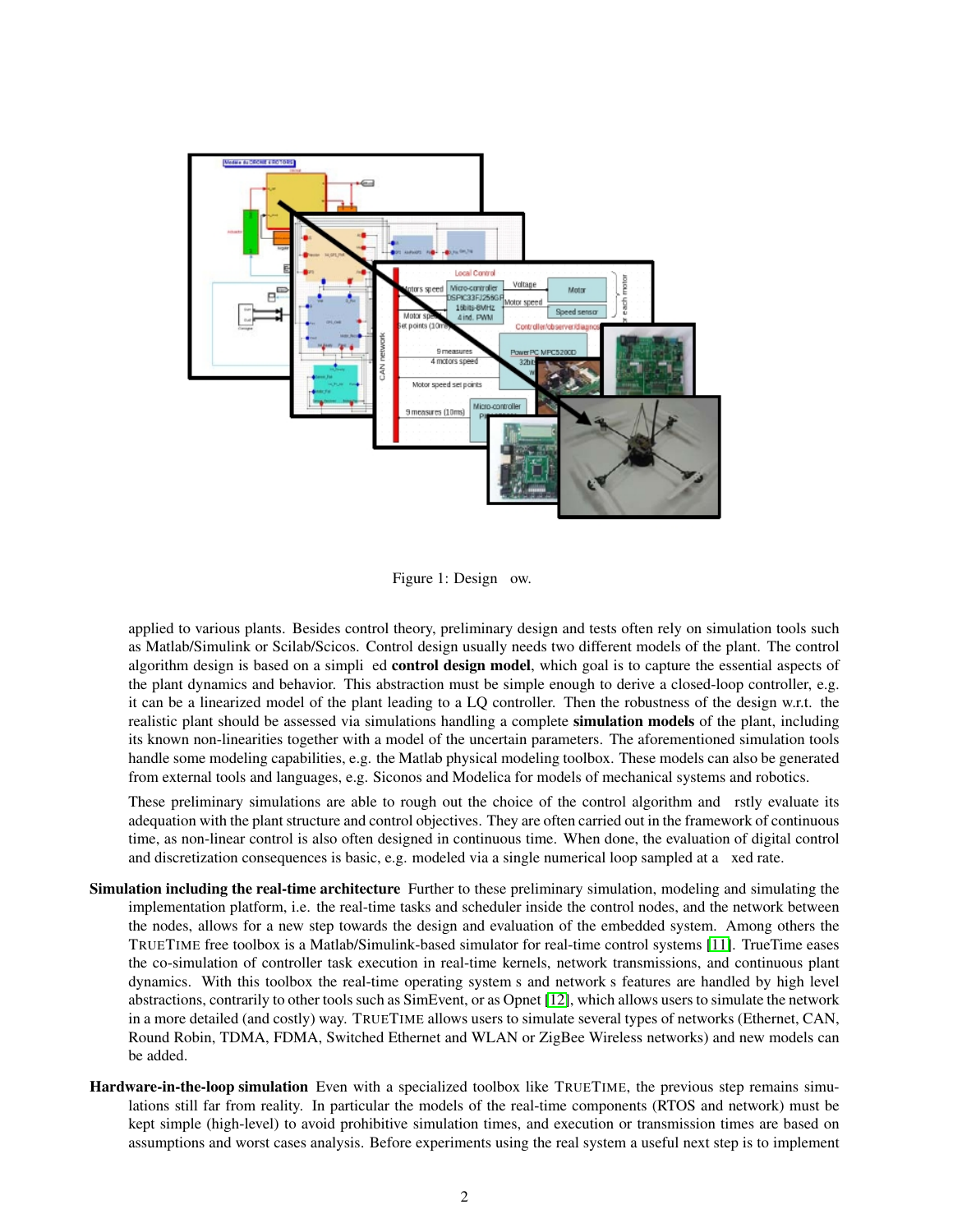Figure 1: Design flow.

applied to various plants. Besides control theory, preliminary design and tests often rely on simulation tools such as Matlab/Simulink or Scilab/Scicos. Control design usually needs two different models of the plant. The control algorithm design is based on a simplified **control design model**, which goal is to capture the essential aspects of the plant dynamics and behavior. This abstraction must be simple enough to derive a closed-loop controller, e.g. it can be a linearized model of the plant leading to a LQ controller. Then the robustness of the design w.r.t. the realistic plant should be assessed via simulations handling a complete **simulation models** of the plant, including its known non-linearities together with a model of the uncertain parameters. The aforementioned simulation tools handle some modeling capabilities, e.g. the Matlab physical modeling toolbox. These models can also be generated from external tools and languages, e.g. Siconos and Modelica for models of mechanical systems and robotics.

These preliminary simulations are able to rough out the choice of the control algorithm and firstly evaluate its adequation with the plant structure and control objectives. They are often carried out in the framework of continuous time, as non-linear control is also often designed in continuous time. When done, the evaluation of digital control and discretization consequences is basic, e.g. modeled via a single numerical loop sampled at a fixed rate.

**Simulation including the real-time architecture** Further to these preliminary simulation, modeling and simulating the implementation platform, i.e. the real-time tasks and scheduler inside the control nodes, and the network between the nodes, allows for a new step towards the design and evaluation of the embedded system. Among others the TrueTime free toolbox is a Matlab/Simulink-based simulator for real-time control systems [11]. TrueTime eases the co-simulation of controller task execution in real-time kernels, network transmissions, and continuous plant dynamics. With this toolbox the real-time operating system's and network's features are handled by high level abstractions, contrarily to other tools such as SimEvent, or as Opnet [12], which allows users to simulate the network in a more detailed (and costly) way. TrueTime allows users to simulate several types of networks (Ethernet, CAN, Round Robin, TDMA, FDMA, Switched Ethernet and WLAN or ZigBee Wireless networks) and new models can be added.

**Hardware-in-the-loop simulation** Even with a specialized toolbox like TrueTime, the previous step remains simulations still far from reality. In particular the models of the real-time components (RTOS and network) must be kept simple (high-level) to avoid prohibitive simulation times, and execution or transmission times are based on assumptions and worst cases analysis. Before experiments using the real system a useful next step is to implement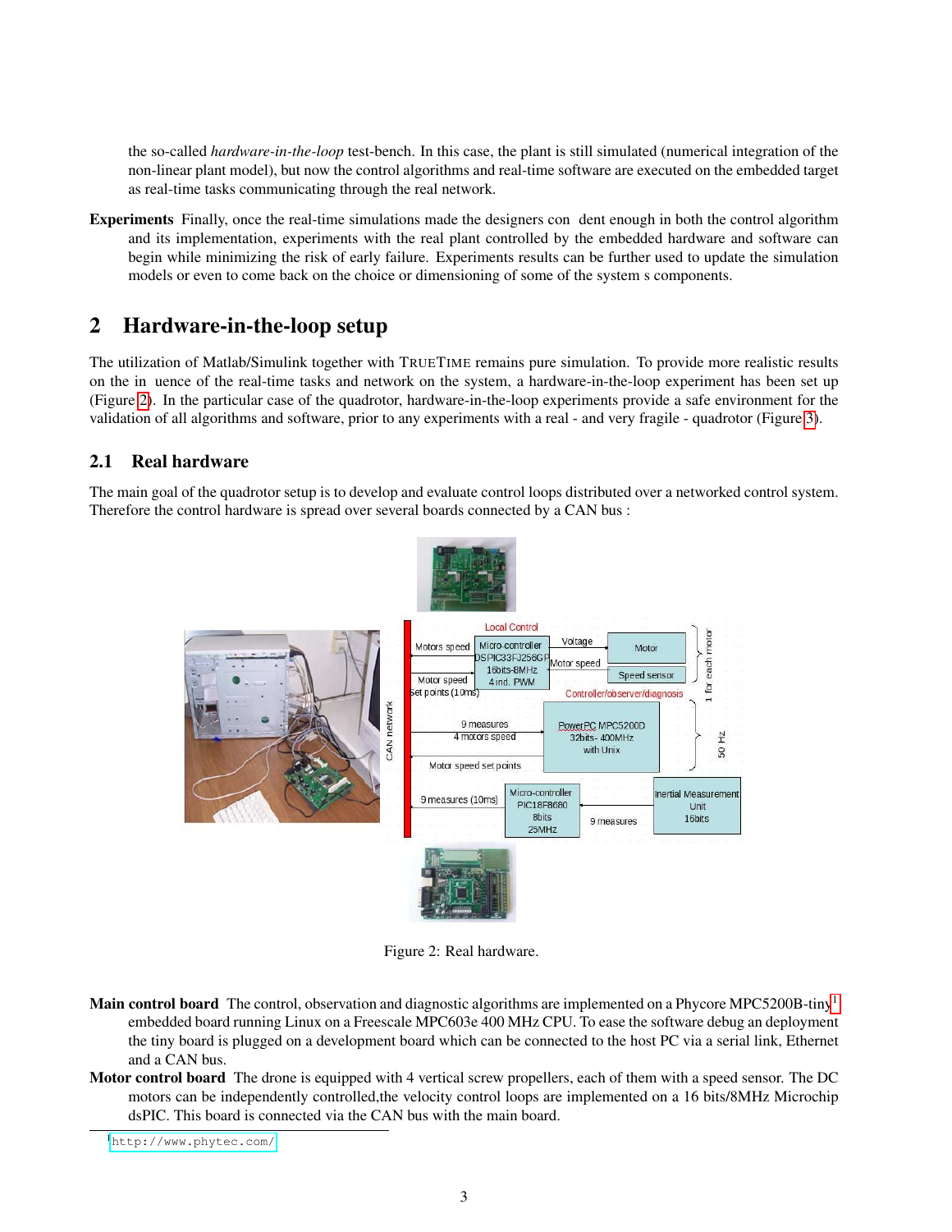the so-called *hardware-in-the-loop* test-bench. In this case, the plant is still simulated (numerical integration of the non-linear plant model), but now the control algorithms and real-time software are executed on the embedded target as real-time tasks communicating through the real network.

**Experiments** Finally, once the real-time simulations made the designers con dent enough in both the control algorithm and its implementation, experiments with the real plant controlled by the embedded hardware and software can begin while minimizing the risk of early failure. Experiments results can be further used to update the simulation models or even to come back on the choice or dimensioning of some of the system s components.

## 2 Hardware-in-the-loop setup

The utilization of Matlab/Simulink together with TRUETIME remains pure simulation. To provide more realistic results on the in uence of the real-time tasks and network on the system, a hardware-in-the-loop experiment has been set up (Figure 2). In the particular case of the quadrotor, hardware-in-the-loop experiments provide a safe environment for the validation of all algorithms and software, prior to any experiments with a real - and very fragile - quadrotor (Figure 3).

### 2.1 Real hardware

The main goal of the quadrotor setup is to develop and evaluate control loops distributed over a networked control system. Therefore the control hardware is spread over several boards connected by a CAN bus :

Figure 2: Real hardware.

**Main control board** The control, observation and diagnostic algorithms are implemented on a Phycore MPC5200B-tiny[1] embedded board running Linux on a Freescale MPC603e 400 MHz CPU. To ease the software debug an deployment the tiny board is plugged on a development board which can be connected to the host PC via a serial link, Ethernet and a CAN bus.

**Motor control board** The drone is equipped with 4 vertical screw propellers, each of them with a speed sensor. The DC motors can be independently controlled,the velocity control loops are implemented on a 16 bits/8MHz Microchip dsPIC. This board is connected via the CAN bus with the main board.

[1] http://www.phytec.com/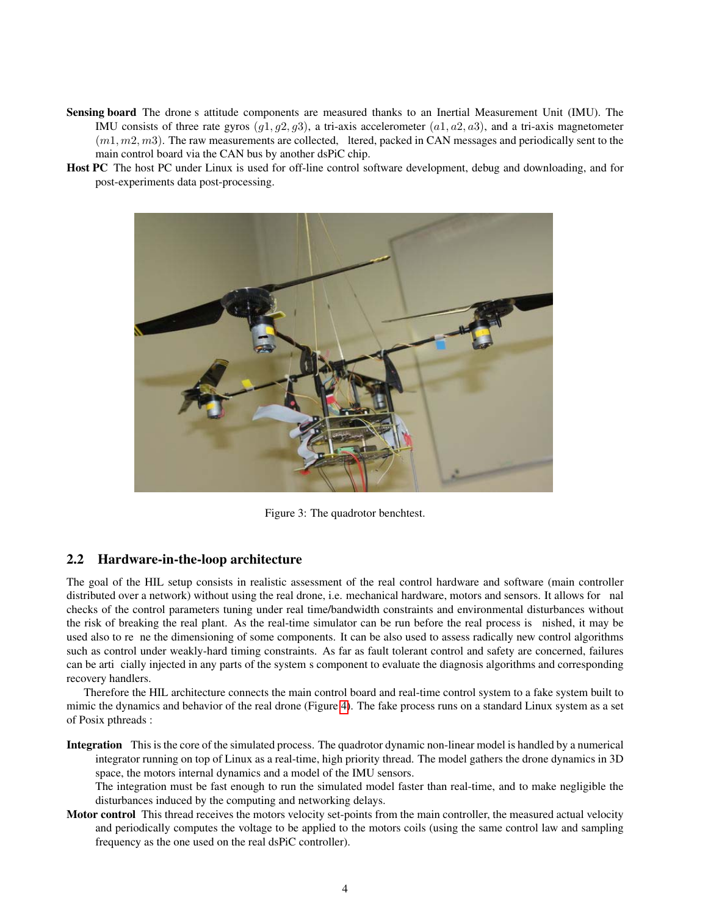**Sensing board** The drone s attitude components are measured thanks to an Inertial Measurement Unit (IMU). The IMU consists of three rate gyros $(g1, g2, g3)$, a tri-axis accelerometer $(a1, a2, a3)$, and a tri-axis magnetometer $(m1, m2, m3)$. The raw measurements are collected, ltered, packed in CAN messages and periodically sent to the main control board via the CAN bus by another dsPiC chip.

**Host PC** The host PC under Linux is used for off-line control software development, debug and downloading, and for post-experiments data post-processing.

Figure 3: The quadrotor benchtest.

## 2.2 Hardware-in-the-loop architecture

The goal of the HIL setup consists in realistic assessment of the real control hardware and software (main controller distributed over a network) without using the real drone, i.e. mechanical hardware, motors and sensors. It allows for nal checks of the control parameters tuning under real time/bandwidth constraints and environmental disturbances without the risk of breaking the real plant. As the real-time simulator can be run before the real process is nished, it may be used also to re ne the dimensioning of some components. It can be also used to assess radically new control algorithms such as control under weakly-hard timing constraints. As far as fault tolerant control and safety are concerned, failures can be arti cially injected in any parts of the system s component to evaluate the diagnosis algorithms and corresponding recovery handlers.

Therefore the HIL architecture connects the main control board and real-time control system to a fake system built to mimic the dynamics and behavior of the real drone (Figure 4). The fake process runs on a standard Linux system as a set of Posix pthreads :

**Integration** This is the core of the simulated process. The quadrotor dynamic non-linear model is handled by a numerical integrator running on top of Linux as a real-time, high priority thread. The model gathers the drone dynamics in 3D space, the motors internal dynamics and a model of the IMU sensors.
The integration must be fast enough to run the simulated model faster than real-time, and to make negligible the disturbances induced by the computing and networking delays.

**Motor control** This thread receives the motors velocity set-points from the main controller, the measured actual velocity and periodically computes the voltage to be applied to the motors coils (using the same control law and sampling frequency as the one used on the real dsPiC controller).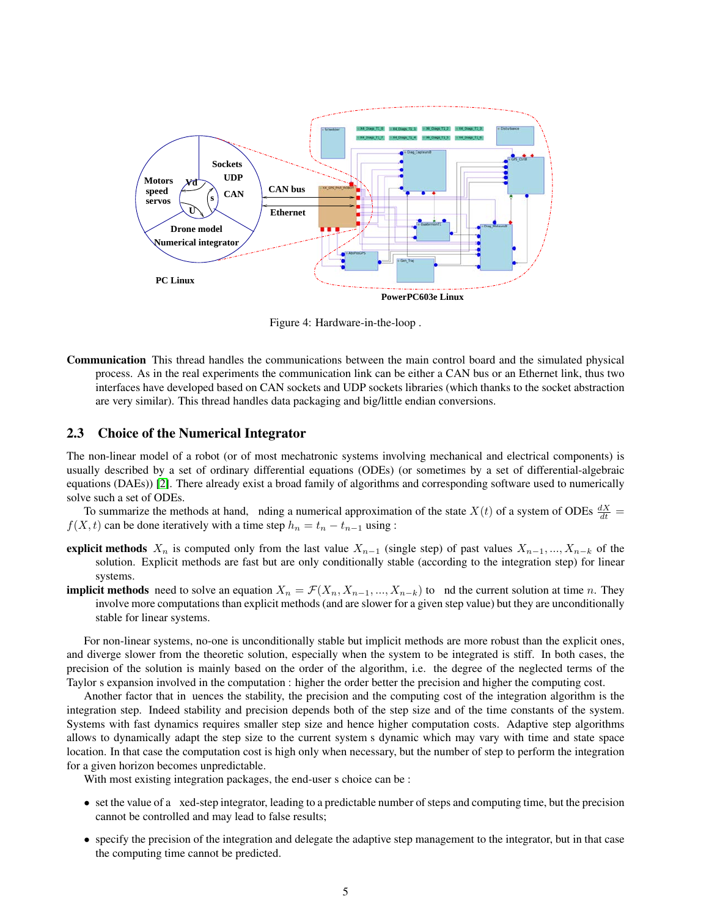Figure 4: Hardware-in-the-loop .

**Communication** This thread handles the communications between the main control board and the simulated physical process. As in the real experiments the communication link can be either a CAN bus or an Ethernet link, thus two interfaces have developed based on CAN sockets and UDP sockets libraries (which thanks to the socket abstraction are very similar). This thread handles data packaging and big/little endian conversions.

## 2.3 Choice of the Numerical Integrator

The non-linear model of a robot (or of most mechatronic systems involving mechanical and electrical components) is usually described by a set of ordinary differential equations (ODEs) (or sometimes by a set of differential-algebraic equations (DAEs)) [2]. There already exist a broad family of algorithms and corresponding software used to numerically solve such a set of ODEs.

To summarize the methods at hand, nding a numerical approximation of the state $X(t)$ of a system of ODEs $\frac{dX}{dt} = f(X,t)$ can be done iteratively with a time step $h_n = t_n - t_{n-1}$ using :

**explicit methods** $X_n$ is computed only from the last value $X_{n-1}$ (single step) of past values $X_{n-1}, ..., X_{n-k}$ of the solution. Explicit methods are fast but are only conditionally stable (according to the integration step) for linear systems.

**implicit methods** need to solve an equation $X_n = \mathcal{F}(X_n, X_{n-1}, ..., X_{n-k})$ to nd the current solution at time $n$. They involve more computations than explicit methods (and are slower for a given step value) but they are unconditionally stable for linear systems.

For non-linear systems, no-one is unconditionally stable but implicit methods are more robust than the explicit ones, and diverge slower from the theoretic solution, especially when the system to be integrated is stiff. In both cases, the precision of the solution is mainly based on the order of the algorithm, i.e. the degree of the neglected terms of the Taylor s expansion involved in the computation : higher the order better the precision and higher the computing cost.

Another factor that in uences the stability, the precision and the computing cost of the integration algorithm is the integration step. Indeed stability and precision depends both of the step size and of the time constants of the system. Systems with fast dynamics requires smaller step size and hence higher computation costs. Adaptive step algorithms allows to dynamically adapt the step size to the current system s dynamic which may vary with time and state space location. In that case the computation cost is high only when necessary, but the number of step to perform the integration for a given horizon becomes unpredictable.

With most existing integration packages, the end-user s choice can be :

- set the value of a xed-step integrator, leading to a predictable number of steps and computing time, but the precision cannot be controlled and may lead to false results;
- specify the precision of the integration and delegate the adaptive step management to the integrator, but in that case the computing time cannot be predicted.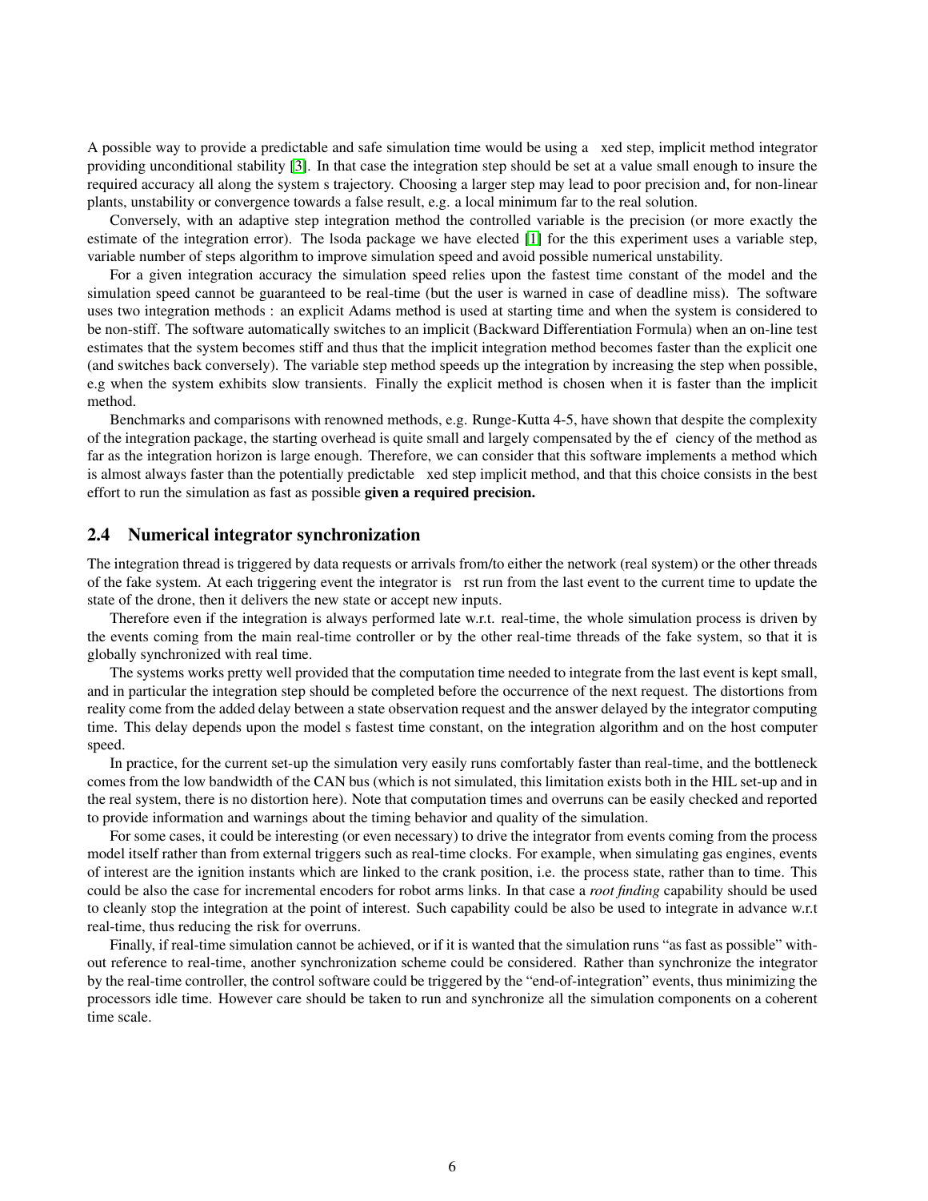A possible way to provide a predictable and safe simulation time would be using a xed step, implicit method integrator providing unconditional stability [3]. In that case the integration step should be set at a value small enough to insure the required accuracy all along the system s trajectory. Choosing a larger step may lead to poor precision and, for non-linear plants, unstability or convergence towards a false result, e.g. a local minimum far to the real solution.

Conversely, with an adaptive step integration method the controlled variable is the precision (or more exactly the estimate of the integration error). The lsoda package we have elected [1] for the this experiment uses a variable step, variable number of steps algorithm to improve simulation speed and avoid possible numerical unstability.

For a given integration accuracy the simulation speed relies upon the fastest time constant of the model and the simulation speed cannot be guaranteed to be real-time (but the user is warned in case of deadline miss). The software uses two integration methods : an explicit Adams method is used at starting time and when the system is considered to be non-stiff. The software automatically switches to an implicit (Backward Differentiation Formula) when an on-line test estimates that the system becomes stiff and thus that the implicit integration method becomes faster than the explicit one (and switches back conversely). The variable step method speeds up the integration by increasing the step when possible, e.g when the system exhibits slow transients. Finally the explicit method is chosen when it is faster than the implicit method.

Benchmarks and comparisons with renowned methods, e.g. Runge-Kutta 4-5, have shown that despite the complexity of the integration package, the starting overhead is quite small and largely compensated by the ef ciency of the method as far as the integration horizon is large enough. Therefore, we can consider that this software implements a method which is almost always faster than the potentially predictable xed step implicit method, and that this choice consists in the best effort to run the simulation as fast as possible **given a required precision.**

## 2.4 Numerical integrator synchronization

The integration thread is triggered by data requests or arrivals from/to either the network (real system) or the other threads of the fake system. At each triggering event the integrator is rst run from the last event to the current time to update the state of the drone, then it delivers the new state or accept new inputs.

Therefore even if the integration is always performed late w.r.t. real-time, the whole simulation process is driven by the events coming from the main real-time controller or by the other real-time threads of the fake system, so that it is globally synchronized with real time.

The systems works pretty well provided that the computation time needed to integrate from the last event is kept small, and in particular the integration step should be completed before the occurrence of the next request. The distortions from reality come from the added delay between a state observation request and the answer delayed by the integrator computing time. This delay depends upon the model s fastest time constant, on the integration algorithm and on the host computer speed.

In practice, for the current set-up the simulation very easily runs comfortably faster than real-time, and the bottleneck comes from the low bandwidth of the CAN bus (which is not simulated, this limitation exists both in the HIL set-up and in the real system, there is no distortion here). Note that computation times and overruns can be easily checked and reported to provide information and warnings about the timing behavior and quality of the simulation.

For some cases, it could be interesting (or even necessary) to drive the integrator from events coming from the process model itself rather than from external triggers such as real-time clocks. For example, when simulating gas engines, events of interest are the ignition instants which are linked to the crank position, i.e. the process state, rather than to time. This could be also the case for incremental encoders for robot arms links. In that case a *root finding* capability should be used to cleanly stop the integration at the point of interest. Such capability could be also be used to integrate in advance w.r.t real-time, thus reducing the risk for overruns.

Finally, if real-time simulation cannot be achieved, or if it is wanted that the simulation runs "as fast as possible" without reference to real-time, another synchronization scheme could be considered. Rather than synchronize the integrator by the real-time controller, the control software could be triggered by the "end-of-integration" events, thus minimizing the processors idle time. However care should be taken to run and synchronize all the simulation components on a coherent time scale.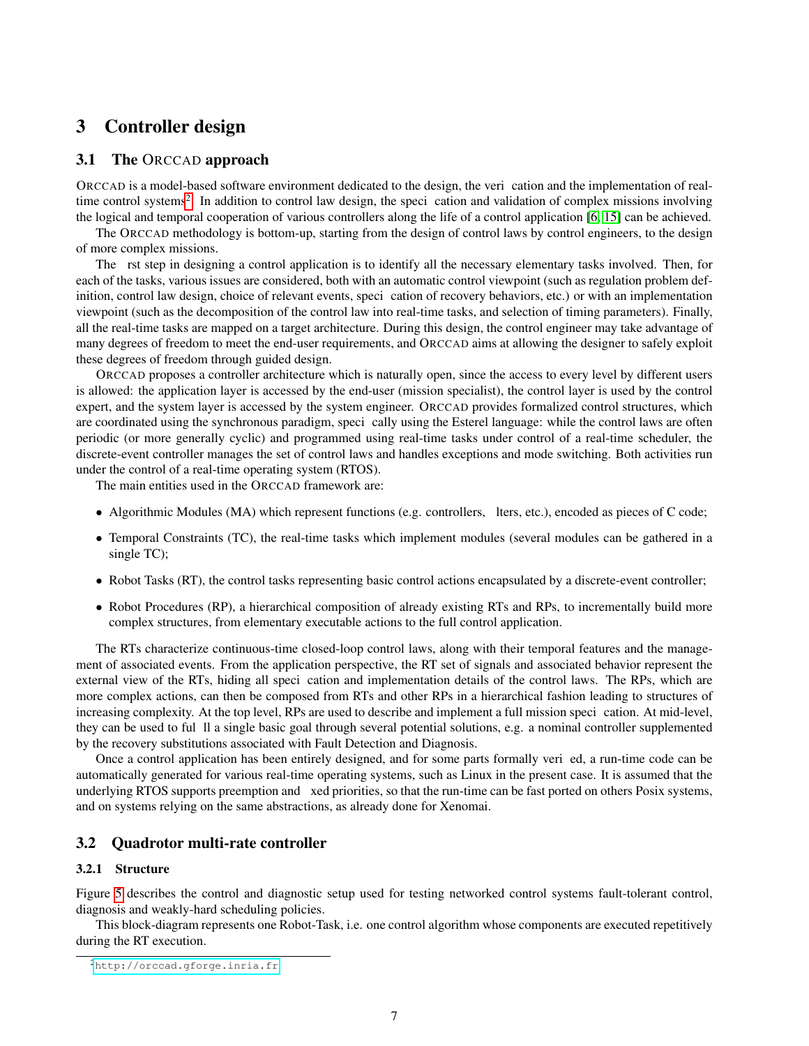# 3 Controller design

## 3.1 The ORCCAD approach

ORCCAD is a model-based software environment dedicated to the design, the verification and the implementation of real-time control systems[2]. In addition to control law design, the specification and validation of complex missions involving the logical and temporal cooperation of various controllers along the life of a control application [6, 15] can be achieved.

The ORCCAD methodology is bottom-up, starting from the design of control laws by control engineers, to the design of more complex missions.

The first step in designing a control application is to identify all the necessary elementary tasks involved. Then, for each of the tasks, various issues are considered, both with an automatic control viewpoint (such as regulation problem definition, control law design, choice of relevant events, specification of recovery behaviors, etc.) or with an implementation viewpoint (such as the decomposition of the control law into real-time tasks, and selection of timing parameters). Finally, all the real-time tasks are mapped on a target architecture. During this design, the control engineer may take advantage of many degrees of freedom to meet the end-user requirements, and ORCCAD aims at allowing the designer to safely exploit these degrees of freedom through guided design.

ORCCAD proposes a controller architecture which is naturally open, since the access to every level by different users is allowed: the application layer is accessed by the end-user (mission specialist), the control layer is used by the control expert, and the system layer is accessed by the system engineer. ORCCAD provides formalized control structures, which are coordinated using the synchronous paradigm, specifically using the Esterel language: while the control laws are often periodic (or more generally cyclic) and programmed using real-time tasks under control of a real-time scheduler, the discrete-event controller manages the set of control laws and handles exceptions and mode switching. Both activities run under the control of a real-time operating system (RTOS).

The main entities used in the ORCCAD framework are:

- Algorithmic Modules (MA) which represent functions (e.g. controllers, filters, etc.), encoded as pieces of C code;
- Temporal Constraints (TC), the real-time tasks which implement modules (several modules can be gathered in a single TC);
- Robot Tasks (RT), the control tasks representing basic control actions encapsulated by a discrete-event controller;
- Robot Procedures (RP), a hierarchical composition of already existing RTs and RPs, to incrementally build more complex structures, from elementary executable actions to the full control application.

The RTs characterize continuous-time closed-loop control laws, along with their temporal features and the management of associated events. From the application perspective, the RT set of signals and associated behavior represent the external view of the RTs, hiding all specification and implementation details of the control laws. The RPs, which are more complex actions, can then be composed from RTs and other RPs in a hierarchical fashion leading to structures of increasing complexity. At the top level, RPs are used to describe and implement a full mission specification. At mid-level, they can be used to fulfill a single basic goal through several potential solutions, e.g. a nominal controller supplemented by the recovery substitutions associated with Fault Detection and Diagnosis.

Once a control application has been entirely designed, and for some parts formally verified, a run-time code can be automatically generated for various real-time operating systems, such as Linux in the present case. It is assumed that the underlying RTOS supports preemption and fixed priorities, so that the run-time can be fast ported on others Posix systems, and on systems relying on the same abstractions, as already done for Xenomai.

## 3.2 Quadrotor multi-rate controller

### 3.2.1 Structure

Figure 5 describes the control and diagnostic setup used for testing networked control systems fault-tolerant control, diagnosis and weakly-hard scheduling policies.

This block-diagram represents one Robot-Task, i.e. one control algorithm whose components are executed repetitively during the RT execution.

[2] http://orccad.gforge.inria.fr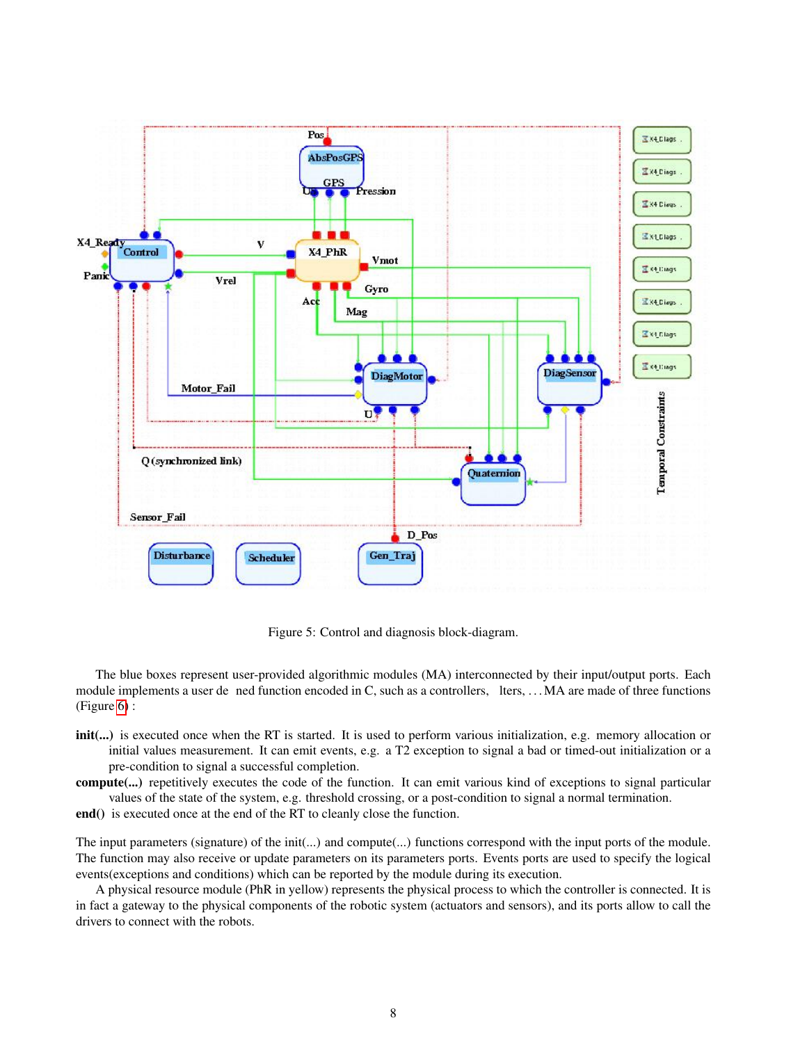Figure 5: Control and diagnosis block-diagram.

The blue boxes represent user-provided algorithmic modules (MA) interconnected by their input/output ports. Each module implements a user defined function encoded in C, such as a controllers, filters, ... MA are made of three functions (Figure 6) :

**init(...)** is executed once when the RT is started. It is used to perform various initialization, e.g. memory allocation or initial values measurement. It can emit events, e.g. a T2 exception to signal a bad or timed-out initialization or a pre-condition to signal a successful completion.

**compute(...)** repetitively executes the code of the function. It can emit various kind of exceptions to signal particular values of the state of the system, e.g. threshold crossing, or a post-condition to signal a normal termination.

**end()** is executed once at the end of the RT to cleanly close the function.

The input parameters (signature) of the init(...) and compute(...) functions correspond with the input ports of the module. The function may also receive or update parameters on its parameters ports. Events ports are used to specify the logical events(exceptions and conditions) which can be reported by the module during its execution.

A physical resource module (PhR in yellow) represents the physical process to which the controller is connected. It is in fact a gateway to the physical components of the robotic system (actuators and sensors), and its ports allow to call the drivers to connect with the robots.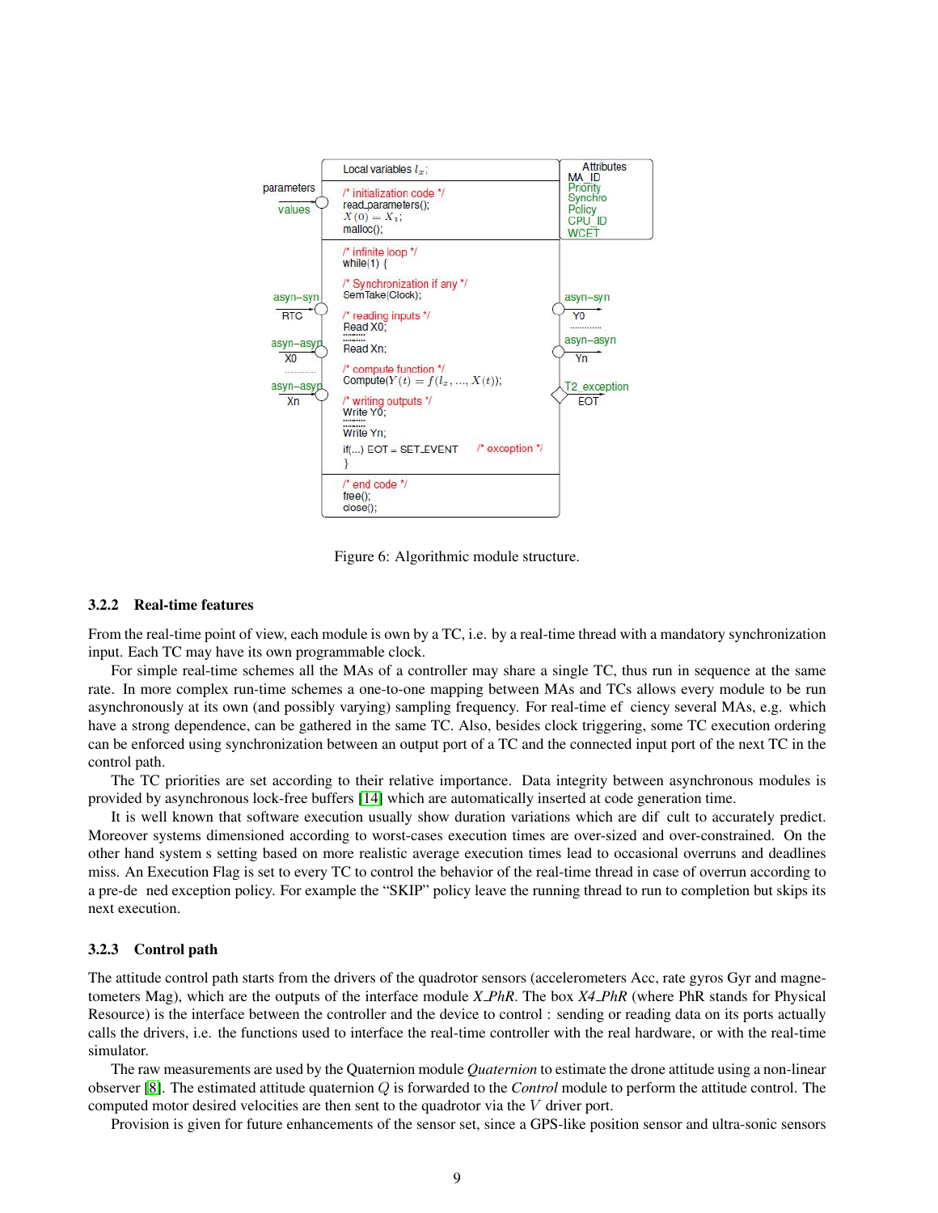Figure 6: Algorithmic module structure.

### 3.2.2 Real-time features

From the real-time point of view, each module is own by a TC, i.e. by a real-time thread with a mandatory synchronization input. Each TC may have its own programmable clock.

For simple real-time schemes all the MAs of a controller may share a single TC, thus run in sequence at the same rate. In more complex run-time schemes a one-to-one mapping between MAs and TCs allows every module to be run asynchronously at its own (and possibly varying) sampling frequency. For real-time ef ciency several MAs, e.g. which have a strong dependence, can be gathered in the same TC. Also, besides clock triggering, some TC execution ordering can be enforced using synchronization between an output port of a TC and the connected input port of the next TC in the control path.

The TC priorities are set according to their relative importance. Data integrity between asynchronous modules is provided by asynchronous lock-free buffers [14] which are automatically inserted at code generation time.

It is well known that software execution usually show duration variations which are dif cult to accurately predict. Moreover systems dimensioned according to worst-cases execution times are over-sized and over-constrained. On the other hand system s setting based on more realistic average execution times lead to occasional overruns and deadlines miss. An Execution Flag is set to every TC to control the behavior of the real-time thread in case of overrun according to a pre-de ned exception policy. For example the "SKIP" policy leave the running thread to run to completion but skips its next execution.

### 3.2.3 Control path

The attitude control path starts from the drivers of the quadrotor sensors (accelerometers Acc, rate gyros Gyr and magnetometers Mag), which are the outputs of the interface module *X_PhR*. The box *X4_PhR* (where PhR stands for Physical Resource) is the interface between the controller and the device to control : sending or reading data on its ports actually calls the drivers, i.e. the functions used to interface the real-time controller with the real hardware, or with the real-time simulator.

The raw measurements are used by the Quaternion module *Quaternion* to estimate the drone attitude using a non-linear observer [8]. The estimated attitude quaternion $Q$ is forwarded to the *Control* module to perform the attitude control. The computed motor desired velocities are then sent to the quadrotor via the $V$ driver port.

Provision is given for future enhancements of the sensor set, since a GPS-like position sensor and ultra-sonic sensors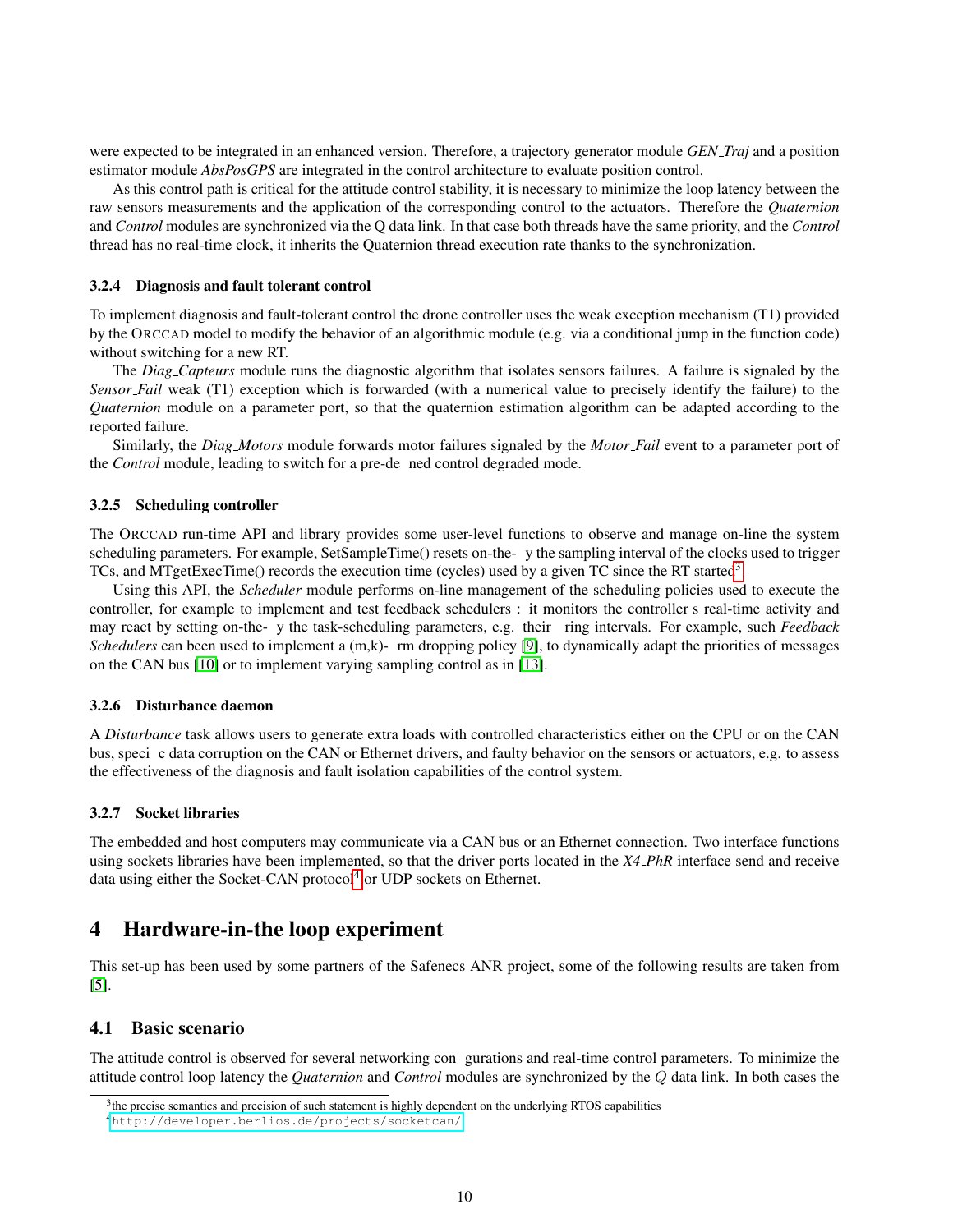were expected to be integrated in an enhanced version. Therefore, a trajectory generator module *GEN_Traj* and a position estimator module *AbsPosGPS* are integrated in the control architecture to evaluate position control.

As this control path is critical for the attitude control stability, it is necessary to minimize the loop latency between the raw sensors measurements and the application of the corresponding control to the actuators. Therefore the *Quaternion* and *Control* modules are synchronized via the Q data link. In that case both threads have the same priority, and the *Control* thread has no real-time clock, it inherits the Quaternion thread execution rate thanks to the synchronization.

#### 3.2.4 Diagnosis and fault tolerant control

To implement diagnosis and fault-tolerant control the drone controller uses the weak exception mechanism (T1) provided by the ORCCAD model to modify the behavior of an algorithmic module (e.g. via a conditional jump in the function code) without switching for a new RT.

The *Diag_Capteurs* module runs the diagnostic algorithm that isolates sensors failures. A failure is signaled by the *Sensor_Fail* weak (T1) exception which is forwarded (with a numerical value to precisely identify the failure) to the *Quaternion* module on a parameter port, so that the quaternion estimation algorithm can be adapted according to the reported failure.

Similarly, the *Diag_Motors* module forwards motor failures signaled by the *Motor_Fail* event to a parameter port of the *Control* module, leading to switch for a pre-defined control degraded mode.

#### 3.2.5 Scheduling controller

The ORCCAD run-time API and library provides some user-level functions to observe and manage on-line the system scheduling parameters. For example, SetSampleTime() resets on-the-fly the sampling interval of the clocks used to trigger TCs, and MTgetExecTime() records the execution time (cycles) used by a given TC since the RT started[3].

Using this API, the *Scheduler* module performs on-line management of the scheduling policies used to execute the controller, for example to implement and test feedback schedulers : it monitors the controller's real-time activity and may react by setting on-the-fly the task-scheduling parameters, e.g. their firing intervals. For example, such *Feedback Schedulers* can been used to implement a (m,k)-firm dropping policy [9], to dynamically adapt the priorities of messages on the CAN bus [10] or to implement varying sampling control as in [13].

#### 3.2.6 Disturbance daemon

A *Disturbance* task allows users to generate extra loads with controlled characteristics either on the CPU or on the CAN bus, specific data corruption on the CAN or Ethernet drivers, and faulty behavior on the sensors or actuators, e.g. to assess the effectiveness of the diagnosis and fault isolation capabilities of the control system.

#### 3.2.7 Socket libraries

The embedded and host computers may communicate via a CAN bus or an Ethernet connection. Two interface functions using sockets libraries have been implemented, so that the driver ports located in the *X4_PhR* interface send and receive data using either the Socket-CAN protocol[4] or UDP sockets on Ethernet.

# 4 Hardware-in-the loop experiment

This set-up has been used by some partners of the Safenecs ANR project, some of the following results are taken from [5].

## 4.1 Basic scenario

The attitude control is observed for several networking configurations and real-time control parameters. To minimize the attitude control loop latency the *Quaternion* and *Control* modules are synchronized by the $Q$ data link. In both cases the

[3] the precise semantics and precision of such statement is highly dependent on the underlying RTOS capabilities

[4] http://developer.berlios.de/projects/socketcan/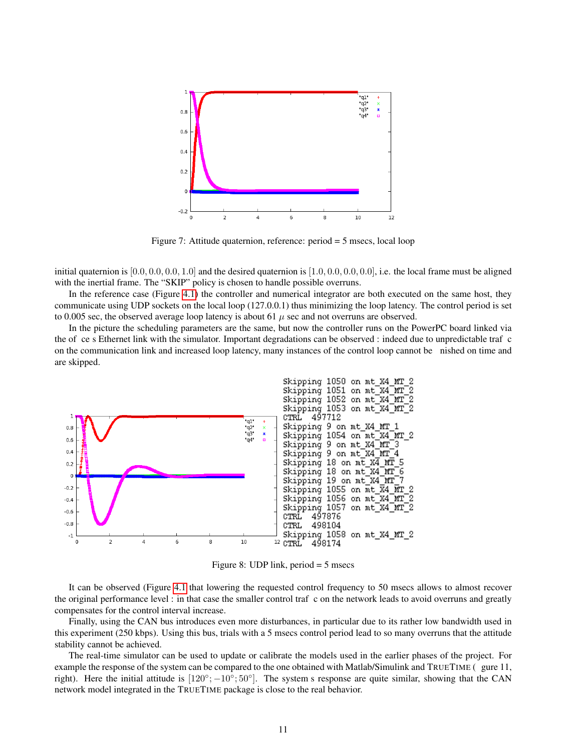Figure 7: Attitude quaternion, reference: period = 5 msecs, local loop

initial quaternion is $[0.0, 0.0, 0.0, 1.0]$ and the desired quaternion is $[1.0, 0.0, 0.0, 0.0]$, i.e. the local frame must be aligned with the inertial frame. The "SKIP" policy is chosen to handle possible overruns.

In the reference case (Figure 4.1) the controller and numerical integrator are both executed on the same host, they communicate using UDP sockets on the local loop (127.0.0.1) thus minimizing the loop latency. The control period is set to 0.005 sec, the observed average loop latency is about 61 $\mu$ sec and not overruns are observed.

In the picture the scheduling parameters are the same, but now the controller runs on the PowerPC board linked via the of ce s Ethernet link with the simulator. Important degradations can be observed : indeed due to unpredictable traf c on the communication link and increased loop latency, many instances of the control loop cannot be nished on time and are skipped.

```
Skipping 1050 on mt_X4_MT_2
Skipping 1051 on mt_X4_MT_2
Skipping 1052 on mt_X4_MT_2
Skipping 1053 on mt_X4_MT_2
CTRL  497712
Skipping 9 on mt_X4_MT_1
Skipping 1054 on mt_X4_MT_2
Skipping 9 on mt_X4_MT_3
Skipping 9 on mt_X4_MT_4
Skipping 18 on mt_X4_MT_5
Skipping 18 on mt_X4_MT_6
Skipping 19 on mt_X4_MT_7
Skipping 1055 on mt_X4_MT_2
Skipping 1056 on mt_X4_MT_2
Skipping 1057 on mt_X4_MT_2
CTRL  497876
CTRL  498104
Skipping 1058 on mt_X4_MT_2
CTRL  498174
```

Figure 8: UDP link, period = 5 msecs

It can be observed (Figure 4.1 that lowering the requested control frequency to 50 msecs allows to almost recover the original performance level : in that case the smaller control traf c on the network leads to avoid overruns and greatly compensates for the control interval increase.

Finally, using the CAN bus introduces even more disturbances, in particular due to its rather low bandwidth used in this experiment (250 kbps). Using this bus, trials with a 5 msecs control period lead to so many overruns that the attitude stability cannot be achieved.

The real-time simulator can be used to update or calibrate the models used in the earlier phases of the project. For example the response of the system can be compared to the one obtained with Matlab/Simulink and TrueTime ( gure 11, right). Here the initial attitude is $[120°; -10°; 50°]$. The system s response are quite similar, showing that the CAN network model integrated in the TrueTime package is close to the real behavior.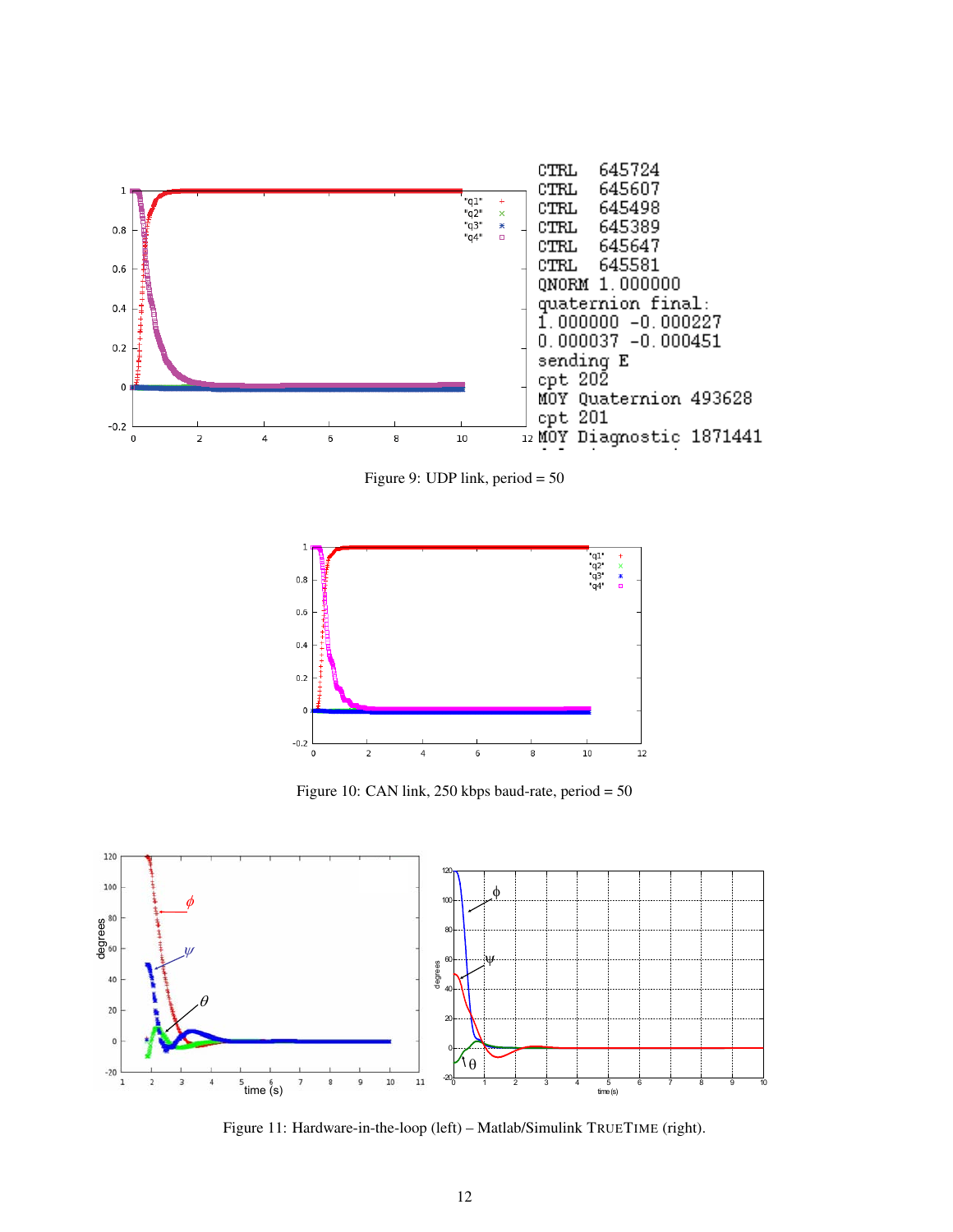Figure 9: UDP link, period = 50

Figure 10: CAN link, 250 kbps baud-rate, period = 50

Figure 11: Hardware-in-the-loop (left) – Matlab/Simulink TRUETIME (right).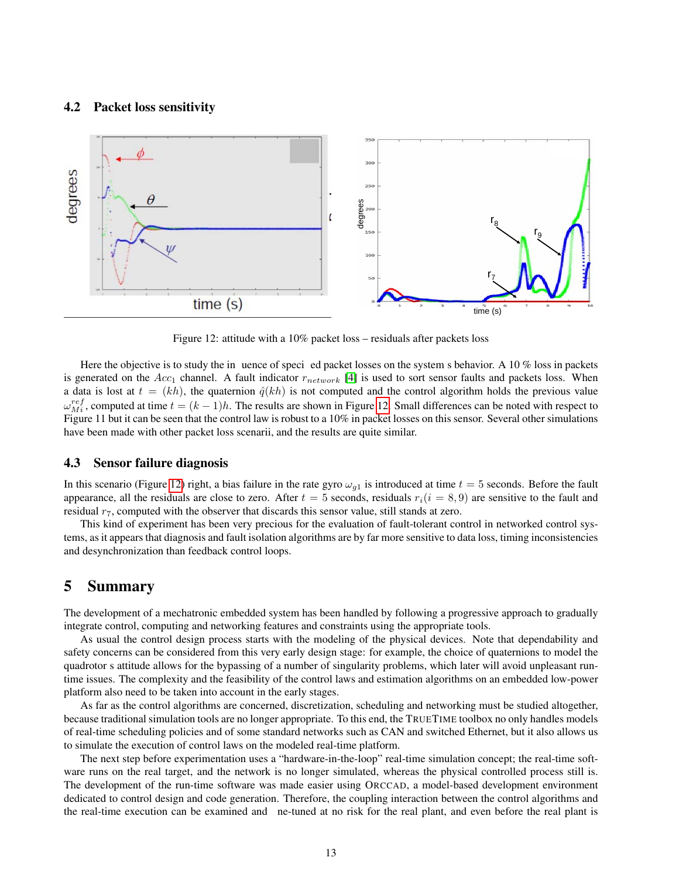### 4.2 Packet loss sensitivity

Figure 12: attitude with a 10% packet loss – residuals after packets loss

Here the objective is to study the in uence of speci ed packet losses on the system s behavior. A 10 % loss in packets is generated on the $Acc_1$ channel. A fault indicator $r_{network}$ [4] is used to sort sensor faults and packets loss. When a data is lost at $t = (kh)$, the quaternion $\hat{q}(kh)$ is not computed and the control algorithm holds the previous value $\omega_{Mi}^{ref}$, computed at time $t = (k-1)h$. The results are shown in Figure 12. Small differences can be noted with respect to Figure 11 but it can be seen that the control law is robust to a 10% in packet losses on this sensor. Several other simulations have been made with other packet loss scenarii, and the results are quite similar.

### 4.3 Sensor failure diagnosis

In this scenario (Figure 12) right, a bias failure in the rate gyro $\omega_{g1}$ is introduced at time $t = 5$ seconds. Before the fault appearance, all the residuals are close to zero. After $t = 5$ seconds, residuals $r_i (i = 8, 9)$ are sensitive to the fault and residual $r_7$, computed with the observer that discards this sensor value, still stands at zero.

This kind of experiment has been very precious for the evaluation of fault-tolerant control in networked control systems, as it appears that diagnosis and fault isolation algorithms are by far more sensitive to data loss, timing inconsistencies and desynchronization than feedback control loops.

## 5 Summary

The development of a mechatronic embedded system has been handled by following a progressive approach to gradually integrate control, computing and networking features and constraints using the appropriate tools.

As usual the control design process starts with the modeling of the physical devices. Note that dependability and safety concerns can be considered from this very early design stage: for example, the choice of quaternions to model the quadrotor s attitude allows for the bypassing of a number of singularity problems, which later will avoid unpleasant run-time issues. The complexity and the feasibility of the control laws and estimation algorithms on an embedded low-power platform also need to be taken into account in the early stages.

As far as the control algorithms are concerned, discretization, scheduling and networking must be studied altogether, because traditional simulation tools are no longer appropriate. To this end, the TRUETIME toolbox no only handles models of real-time scheduling policies and of some standard networks such as CAN and switched Ethernet, but it also allows us to simulate the execution of control laws on the modeled real-time platform.

The next step before experimentation uses a "hardware-in-the-loop" real-time simulation concept; the real-time software runs on the real target, and the network is no longer simulated, whereas the physical controlled process still is. The development of the run-time software was made easier using ORCCAD, a model-based development environment dedicated to control design and code generation. Therefore, the coupling interaction between the control algorithms and the real-time execution can be examined and ne-tuned at no risk for the real plant, and even before the real plant is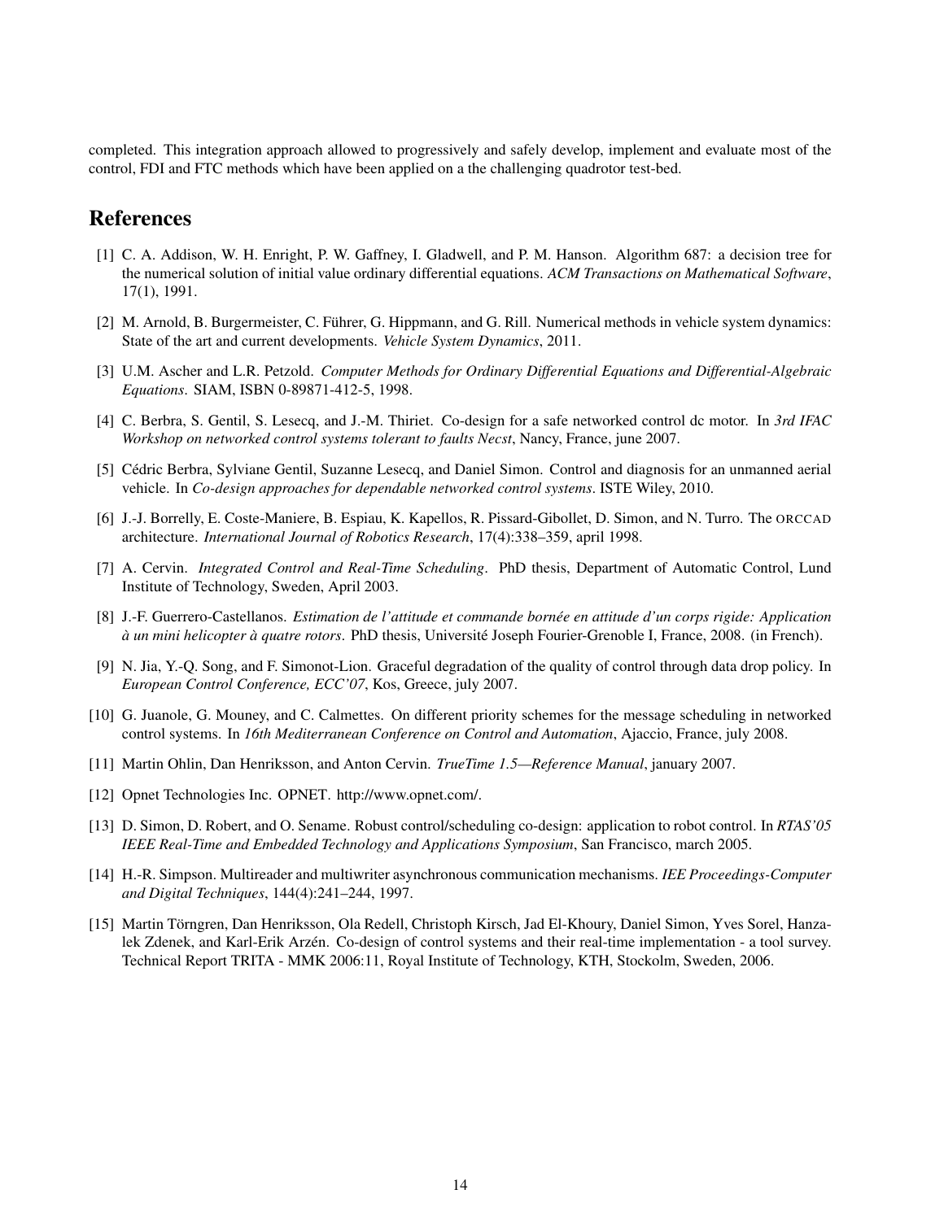completed. This integration approach allowed to progressively and safely develop, implement and evaluate most of the control, FDI and FTC methods which have been applied on a the challenging quadrotor test-bed.

## References

[1] C. A. Addison, W. H. Enright, P. W. Gaffney, I. Gladwell, and P. M. Hanson. Algorithm 687: a decision tree for the numerical solution of initial value ordinary differential equations. *ACM Transactions on Mathematical Software*, 17(1), 1991.

[2] M. Arnold, B. Burgermeister, C. Führer, G. Hippmann, and G. Rill. Numerical methods in vehicle system dynamics: State of the art and current developments. *Vehicle System Dynamics*, 2011.

[3] U.M. Ascher and L.R. Petzold. *Computer Methods for Ordinary Differential Equations and Differential-Algebraic Equations*. SIAM, ISBN 0-89871-412-5, 1998.

[4] C. Berbra, S. Gentil, S. Lesecq, and J.-M. Thiriet. Co-design for a safe networked control dc motor. In *3rd IFAC Workshop on networked control systems tolerant to faults Necst*, Nancy, France, june 2007.

[5] Cédric Berbra, Sylviane Gentil, Suzanne Lesecq, and Daniel Simon. Control and diagnosis for an unmanned aerial vehicle. In *Co-design approaches for dependable networked control systems*. ISTE Wiley, 2010.

[6] J.-J. Borrelly, E. Coste-Maniere, B. Espiau, K. Kapellos, R. Pissard-Gibollet, D. Simon, and N. Turro. The ORCCAD architecture. *International Journal of Robotics Research*, 17(4):338–359, april 1998.

[7] A. Cervin. *Integrated Control and Real-Time Scheduling*. PhD thesis, Department of Automatic Control, Lund Institute of Technology, Sweden, April 2003.

[8] J.-F. Guerrero-Castellanos. *Estimation de l'attitude et commande bornée en attitude d'un corps rigide: Application à un mini helicopter à quatre rotors*. PhD thesis, Université Joseph Fourier-Grenoble I, France, 2008. (in French).

[9] N. Jia, Y.-Q. Song, and F. Simonot-Lion. Graceful degradation of the quality of control through data drop policy. In *European Control Conference, ECC'07*, Kos, Greece, july 2007.

[10] G. Juanole, G. Mouney, and C. Calmettes. On different priority schemes for the message scheduling in networked control systems. In *16th Mediterranean Conference on Control and Automation*, Ajaccio, France, july 2008.

[11] Martin Ohlin, Dan Henriksson, and Anton Cervin. *TrueTime 1.5—Reference Manual*, january 2007.

[12] Opnet Technologies Inc. OPNET. http://www.opnet.com/.

[13] D. Simon, D. Robert, and O. Sename. Robust control/scheduling co-design: application to robot control. In *RTAS'05 IEEE Real-Time and Embedded Technology and Applications Symposium*, San Francisco, march 2005.

[14] H.-R. Simpson. Multireader and multiwriter asynchronous communication mechanisms. *IEE Proceedings-Computer and Digital Techniques*, 144(4):241–244, 1997.

[15] Martin Törngren, Dan Henriksson, Ola Redell, Christoph Kirsch, Jad El-Khoury, Daniel Simon, Yves Sorel, Hanzalek Zdenek, and Karl-Erik Arzén. Co-design of control systems and their real-time implementation - a tool survey. Technical Report TRITA - MMK 2006:11, Royal Institute of Technology, KTH, Stockolm, Sweden, 2006.